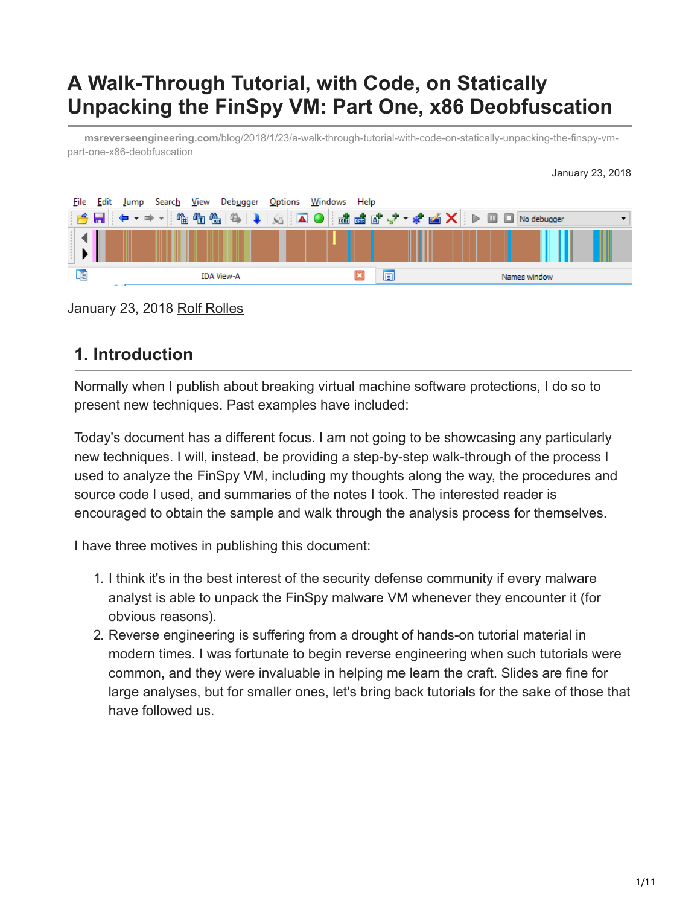# A Walk-Through Tutorial, with Code, on Statically Unpacking the FinSpy VM: Part One, x86 Deobfuscation

msreverseengineering.com/blog/2018/1/23/a-walk-through-tutorial-with-code-on-statically-unpacking-the-finspy-vm-part-one-x86-deobfuscation

January 23, 2018

January 23, 2018 Rolf Rolles

## 1. Introduction

Normally when I publish about breaking virtual machine software protections, I do so to present new techniques. Past examples have included:

Today's document has a different focus. I am not going to be showcasing any particularly new techniques. I will, instead, be providing a step-by-step walk-through of the process I used to analyze the FinSpy VM, including my thoughts along the way, the procedures and source code I used, and summaries of the notes I took. The interested reader is encouraged to obtain the sample and walk through the analysis process for themselves.

I have three motives in publishing this document:

1. I think it's in the best interest of the security defense community if every malware analyst is able to unpack the FinSpy malware VM whenever they encounter it (for obvious reasons).
2. Reverse engineering is suffering from a drought of hands-on tutorial material in modern times. I was fortunate to begin reverse engineering when such tutorials were common, and they were invaluable in helping me learn the craft. Slides are fine for large analyses, but for smaller ones, let's bring back tutorials for the sake of those that have followed us.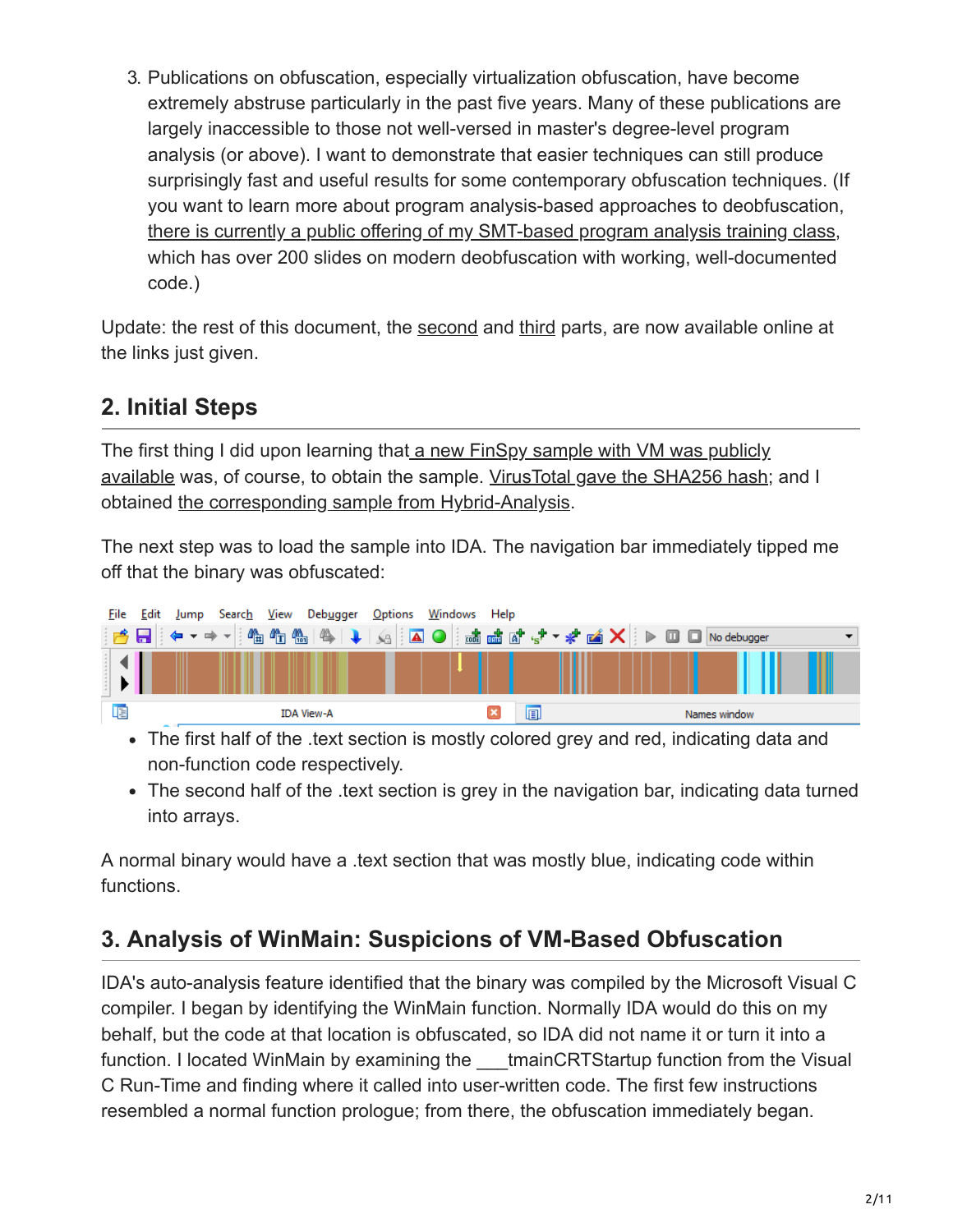3. Publications on obfuscation, especially virtualization obfuscation, have become extremely abstruse particularly in the past five years. Many of these publications are largely inaccessible to those not well-versed in master's degree-level program analysis (or above). I want to demonstrate that easier techniques can still produce surprisingly fast and useful results for some contemporary obfuscation techniques. (If you want to learn more about program analysis-based approaches to deobfuscation, there is currently a public offering of my SMT-based program analysis training class, which has over 200 slides on modern deobfuscation with working, well-documented code.)

Update: the rest of this document, the second and third parts, are now available online at the links just given.

## 2. Initial Steps

The first thing I did upon learning that a new FinSpy sample with VM was publicly available was, of course, to obtain the sample. VirusTotal gave the SHA256 hash; and I obtained the corresponding sample from Hybrid-Analysis.

The next step was to load the sample into IDA. The navigation bar immediately tipped me off that the binary was obfuscated:

- The first half of the .text section is mostly colored grey and red, indicating data and non-function code respectively.
- The second half of the .text section is grey in the navigation bar, indicating data turned into arrays.

A normal binary would have a .text section that was mostly blue, indicating code within functions.

## 3. Analysis of WinMain: Suspicions of VM-Based Obfuscation

IDA's auto-analysis feature identified that the binary was compiled by the Microsoft Visual C compiler. I began by identifying the WinMain function. Normally IDA would do this on my behalf, but the code at that location is obfuscated, so IDA did not name it or turn it into a function. I located WinMain by examining the ___tmainCRTStartup function from the Visual C Run-Time and finding where it called into user-written code. The first few instructions resembled a normal function prologue; from there, the obfuscation immediately began.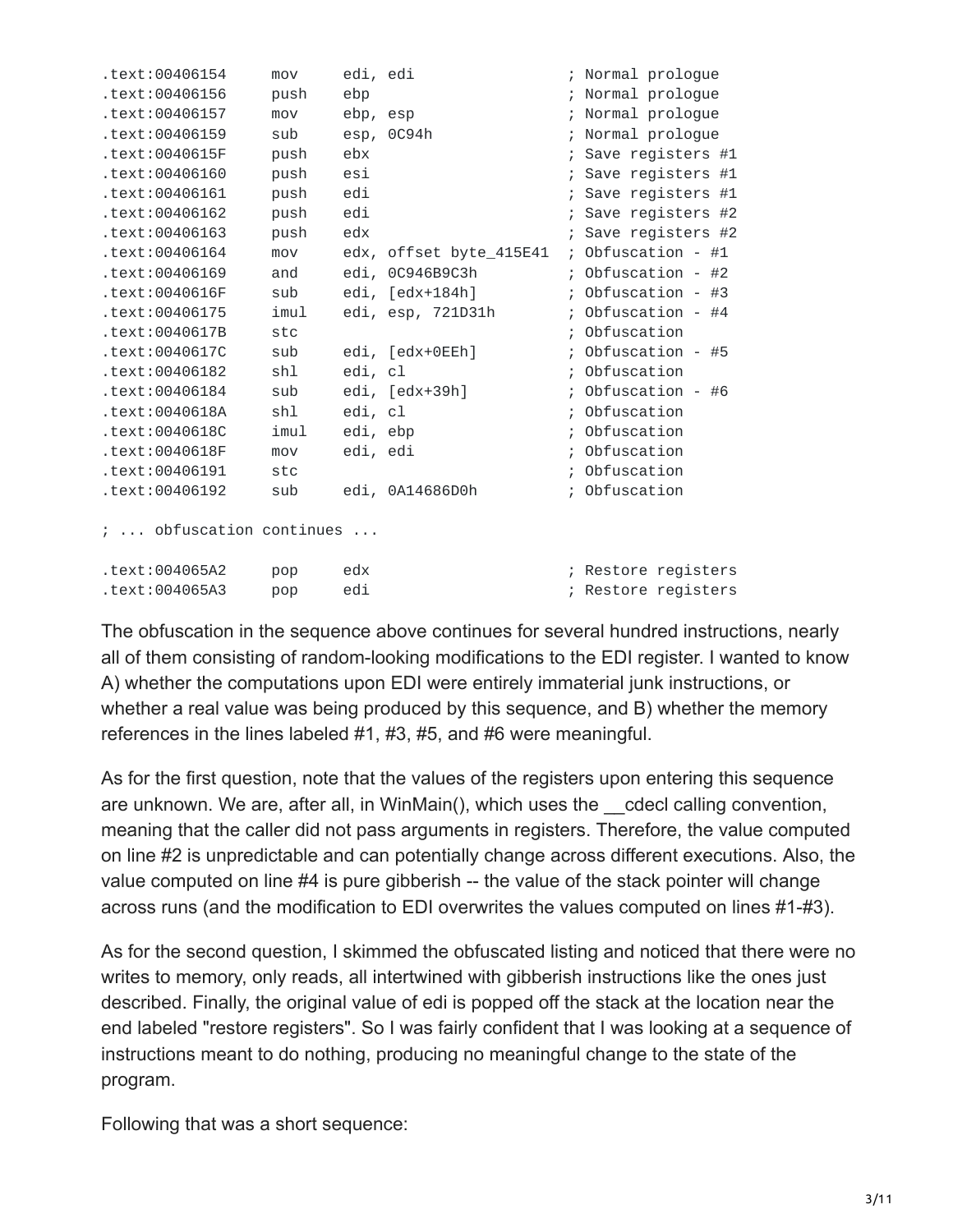```
.text:00406154     mov    edi, edi               ; Normal prologue
.text:00406156     push   ebp                    ; Normal prologue
.text:00406157     mov    ebp, esp               ; Normal prologue
.text:00406159     sub    esp, 0C94h             ; Normal prologue
.text:0040615F     push   ebx                    ; Save registers #1
.text:00406160     push   esi                    ; Save registers #1
.text:00406161     push   edi                    ; Save registers #1
.text:00406162     push   edi                    ; Save registers #2
.text:00406163     push   edx                    ; Save registers #2
.text:00406164     mov    edx, offset byte_415E41 ; Obfuscation - #1
.text:00406169     and    edi, 0C946B9C3h        ; Obfuscation - #2
.text:0040616F     sub    edi, [edx+184h]        ; Obfuscation - #3
.text:00406175     imul   edi, esp, 721D31h      ; Obfuscation - #4
.text:0040617B     stc                           ; Obfuscation
.text:0040617C     sub    edi, [edx+0EEh]        ; Obfuscation - #5
.text:00406182     shl    edi, cl                ; Obfuscation
.text:00406184     sub    edi, [edx+39h]         ; Obfuscation - #6
.text:0040618A     shl    edi, cl                ; Obfuscation
.text:0040618C     imul   edi, ebp               ; Obfuscation
.text:0040618F     mov    edi, edi               ; Obfuscation
.text:00406191     stc                           ; Obfuscation
.text:00406192     sub    edi, 0A14686D0h        ; Obfuscation

; ... obfuscation continues ...

.text:004065A2     pop    edx                    ; Restore registers
.text:004065A3     pop    edi                    ; Restore registers
```

The obfuscation in the sequence above continues for several hundred instructions, nearly all of them consisting of random-looking modifications to the EDI register. I wanted to know A) whether the computations upon EDI were entirely immaterial junk instructions, or whether a real value was being produced by this sequence, and B) whether the memory references in the lines labeled #1, #3, #5, and #6 were meaningful.

As for the first question, note that the values of the registers upon entering this sequence are unknown. We are, after all, in WinMain(), which uses the __cdecl calling convention, meaning that the caller did not pass arguments in registers. Therefore, the value computed on line #2 is unpredictable and can potentially change across different executions. Also, the value computed on line #4 is pure gibberish -- the value of the stack pointer will change across runs (and the modification to EDI overwrites the values computed on lines #1-#3).

As for the second question, I skimmed the obfuscated listing and noticed that there were no writes to memory, only reads, all intertwined with gibberish instructions like the ones just described. Finally, the original value of edi is popped off the stack at the location near the end labeled "restore registers". So I was fairly confident that I was looking at a sequence of instructions meant to do nothing, producing no meaningful change to the state of the program.

Following that was a short sequence: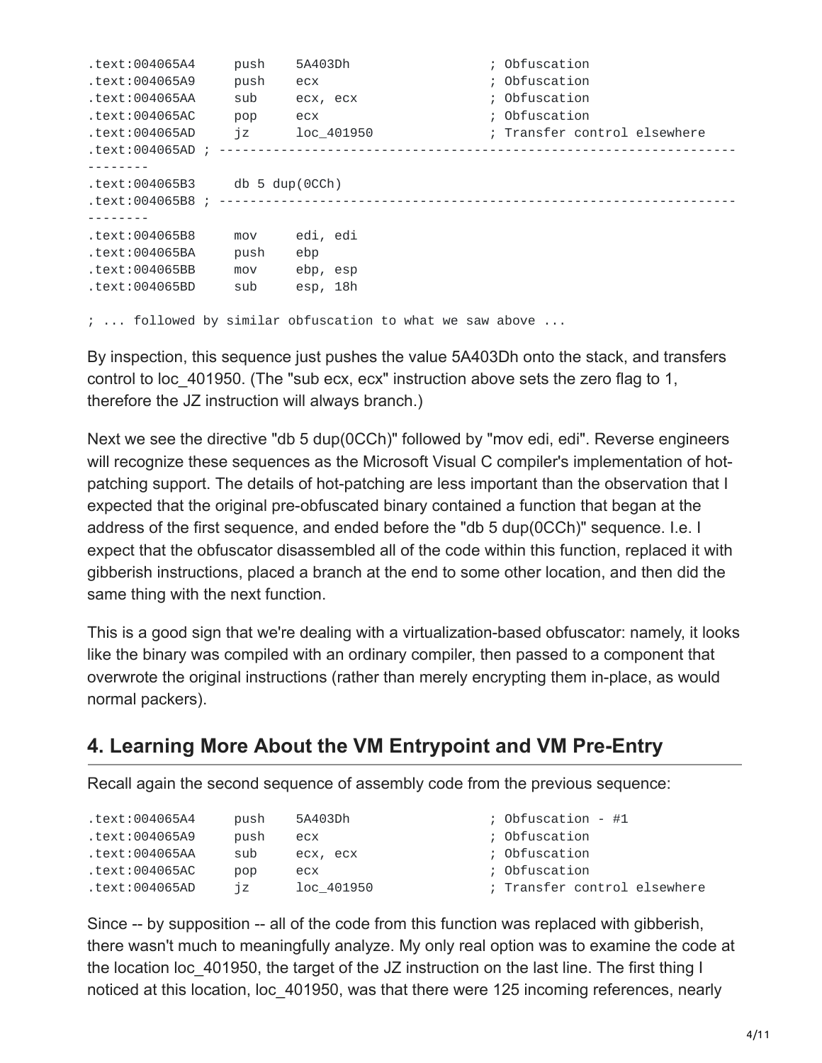```
.text:004065A4     push    5A403Dh                 ; Obfuscation
.text:004065A9     push    ecx                     ; Obfuscation
.text:004065AA     sub     ecx, ecx                ; Obfuscation
.text:004065AC     pop     ecx                     ; Obfuscation
.text:004065AD     jz      loc_401950              ; Transfer control elsewhere
.text:004065AD ; ---------------------------------------------------------------------------
.text:004065B3     db 5 dup(0CCh)
.text:004065B8 ; ---------------------------------------------------------------------------
.text:004065B8     mov     edi, edi
.text:004065BA     push    ebp
.text:004065BB     mov     ebp, esp
.text:004065BD     sub     esp, 18h

; ... followed by similar obfuscation to what we saw above ...
```

By inspection, this sequence just pushes the value 5A403Dh onto the stack, and transfers control to loc_401950. (The "sub ecx, ecx" instruction above sets the zero flag to 1, therefore the JZ instruction will always branch.)

Next we see the directive "db 5 dup(0CCh)" followed by "mov edi, edi". Reverse engineers will recognize these sequences as the Microsoft Visual C compiler's implementation of hot-patching support. The details of hot-patching are less important than the observation that I expected that the original pre-obfuscated binary contained a function that began at the address of the first sequence, and ended before the "db 5 dup(0CCh)" sequence. I.e. I expect that the obfuscator disassembled all of the code within this function, replaced it with gibberish instructions, placed a branch at the end to some other location, and then did the same thing with the next function.

This is a good sign that we're dealing with a virtualization-based obfuscator: namely, it looks like the binary was compiled with an ordinary compiler, then passed to a component that overwrote the original instructions (rather than merely encrypting them in-place, as would normal packers).

## 4. Learning More About the VM Entrypoint and VM Pre-Entry

Recall again the second sequence of assembly code from the previous sequence:

```
.text:004065A4     push    5A403Dh                 ; Obfuscation - #1
.text:004065A9     push    ecx                     ; Obfuscation
.text:004065AA     sub     ecx, ecx                ; Obfuscation
.text:004065AC     pop     ecx                     ; Obfuscation
.text:004065AD     jz      loc_401950              ; Transfer control elsewhere
```

Since -- by supposition -- all of the code from this function was replaced with gibberish, there wasn't much to meaningfully analyze. My only real option was to examine the code at the location loc_401950, the target of the JZ instruction on the last line. The first thing I noticed at this location, loc_401950, was that there were 125 incoming references, nearly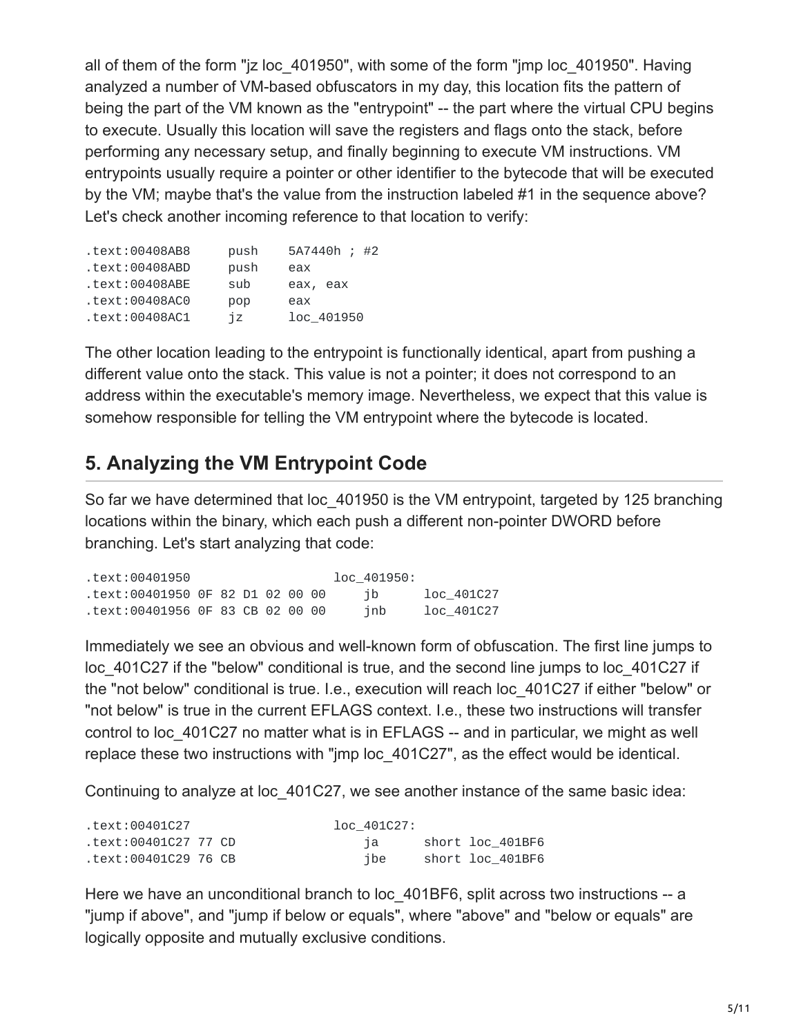all of them of the form "jz loc_401950", with some of the form "jmp loc_401950". Having analyzed a number of VM-based obfuscators in my day, this location fits the pattern of being the part of the VM known as the "entrypoint" -- the part where the virtual CPU begins to execute. Usually this location will save the registers and flags onto the stack, before performing any necessary setup, and finally beginning to execute VM instructions. VM entrypoints usually require a pointer or other identifier to the bytecode that will be executed by the VM; maybe that's the value from the instruction labeled #1 in the sequence above? Let's check another incoming reference to that location to verify:

```
.text:00408AB8      push    5A7440h ; #2
.text:00408ABD      push    eax
.text:00408ABE      sub     eax, eax
.text:00408AC0      pop     eax
.text:00408AC1      jz      loc_401950
```

The other location leading to the entrypoint is functionally identical, apart from pushing a different value onto the stack. This value is not a pointer; it does not correspond to an address within the executable's memory image. Nevertheless, we expect that this value is somehow responsible for telling the VM entrypoint where the bytecode is located.

## 5. Analyzing the VM Entrypoint Code

So far we have determined that loc_401950 is the VM entrypoint, targeted by 125 branching locations within the binary, which each push a different non-pointer DWORD before branching. Let's start analyzing that code:

```
.text:00401950                    loc_401950:
.text:00401950 0F 82 D1 02 00 00      jb      loc_401C27
.text:00401956 0F 83 CB 02 00 00      jnb     loc_401C27
```

Immediately we see an obvious and well-known form of obfuscation. The first line jumps to loc_401C27 if the "below" conditional is true, and the second line jumps to loc_401C27 if the "not below" conditional is true. I.e., execution will reach loc_401C27 if either "below" or "not below" is true in the current EFLAGS context. I.e., these two instructions will transfer control to loc_401C27 no matter what is in EFLAGS -- and in particular, we might as well replace these two instructions with "jmp loc_401C27", as the effect would be identical.

Continuing to analyze at loc_401C27, we see another instance of the same basic idea:

```
.text:00401C27                    loc_401C27:
.text:00401C27 77 CD                  ja      short loc_401BF6
.text:00401C29 76 CB                  jbe     short loc_401BF6
```

Here we have an unconditional branch to loc_401BF6, split across two instructions -- a "jump if above", and "jump if below or equals", where "above" and "below or equals" are logically opposite and mutually exclusive conditions.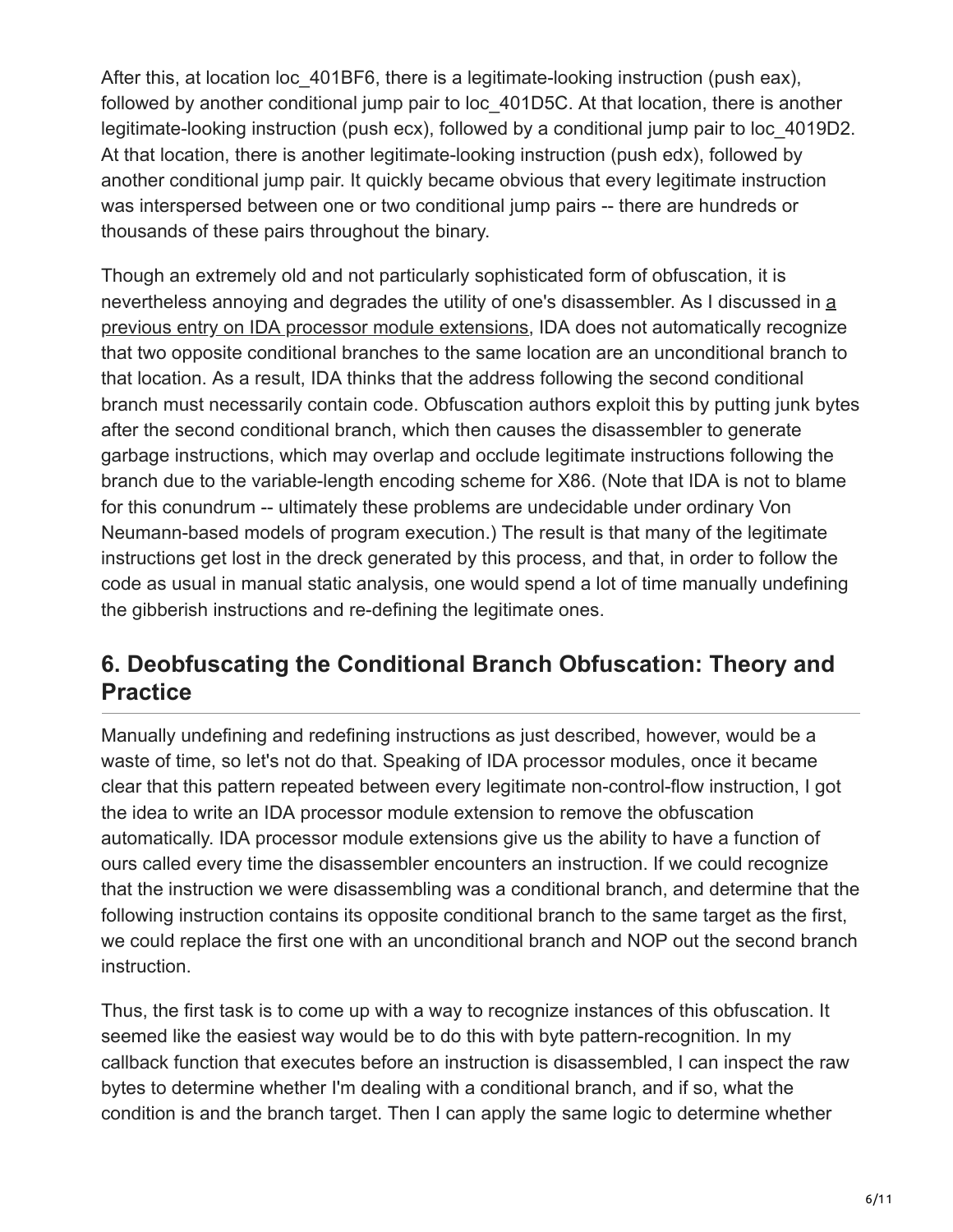After this, at location loc_401BF6, there is a legitimate-looking instruction (push eax), followed by another conditional jump pair to loc_401D5C. At that location, there is another legitimate-looking instruction (push ecx), followed by a conditional jump pair to loc_4019D2. At that location, there is another legitimate-looking instruction (push edx), followed by another conditional jump pair. It quickly became obvious that every legitimate instruction was interspersed between one or two conditional jump pairs -- there are hundreds or thousands of these pairs throughout the binary.

Though an extremely old and not particularly sophisticated form of obfuscation, it is nevertheless annoying and degrades the utility of one's disassembler. As I discussed in a previous entry on IDA processor module extensions, IDA does not automatically recognize that two opposite conditional branches to the same location are an unconditional branch to that location. As a result, IDA thinks that the address following the second conditional branch must necessarily contain code. Obfuscation authors exploit this by putting junk bytes after the second conditional branch, which then causes the disassembler to generate garbage instructions, which may overlap and occlude legitimate instructions following the branch due to the variable-length encoding scheme for X86. (Note that IDA is not to blame for this conundrum -- ultimately these problems are undecidable under ordinary Von Neumann-based models of program execution.) The result is that many of the legitimate instructions get lost in the dreck generated by this process, and that, in order to follow the code as usual in manual static analysis, one would spend a lot of time manually undefining the gibberish instructions and re-defining the legitimate ones.

## 6. Deobfuscating the Conditional Branch Obfuscation: Theory and Practice

Manually undefining and redefining instructions as just described, however, would be a waste of time, so let's not do that. Speaking of IDA processor modules, once it became clear that this pattern repeated between every legitimate non-control-flow instruction, I got the idea to write an IDA processor module extension to remove the obfuscation automatically. IDA processor module extensions give us the ability to have a function of ours called every time the disassembler encounters an instruction. If we could recognize that the instruction we were disassembling was a conditional branch, and determine that the following instruction contains its opposite conditional branch to the same target as the first, we could replace the first one with an unconditional branch and NOP out the second branch instruction.

Thus, the first task is to come up with a way to recognize instances of this obfuscation. It seemed like the easiest way would be to do this with byte pattern-recognition. In my callback function that executes before an instruction is disassembled, I can inspect the raw bytes to determine whether I'm dealing with a conditional branch, and if so, what the condition is and the branch target. Then I can apply the same logic to determine whether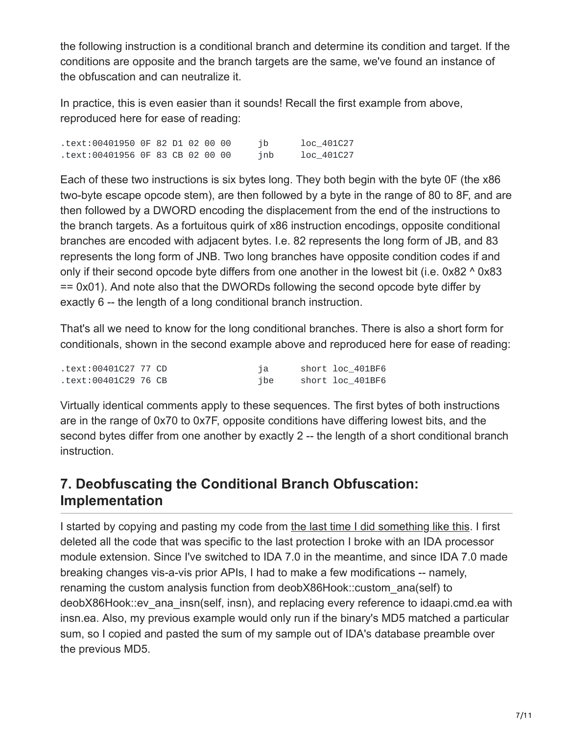the following instruction is a conditional branch and determine its condition and target. If the conditions are opposite and the branch targets are the same, we've found an instance of the obfuscation and can neutralize it.

In practice, this is even easier than it sounds! Recall the first example from above, reproduced here for ease of reading:

```
.text:00401950 0F 82 D1 02 00 00     jb      loc_401C27
.text:00401956 0F 83 CB 02 00 00     jnb     loc_401C27
```

Each of these two instructions is six bytes long. They both begin with the byte 0F (the x86 two-byte escape opcode stem), are then followed by a byte in the range of 80 to 8F, and are then followed by a DWORD encoding the displacement from the end of the instructions to the branch targets. As a fortuitous quirk of x86 instruction encodings, opposite conditional branches are encoded with adjacent bytes. I.e. 82 represents the long form of JB, and 83 represents the long form of JNB. Two long branches have opposite condition codes if and only if their second opcode byte differs from one another in the lowest bit (i.e. 0x82 ^ 0x83 == 0x01). And note also that the DWORDs following the second opcode byte differ by exactly 6 -- the length of a long conditional branch instruction.

That's all we need to know for the long conditional branches. There is also a short form for conditionals, shown in the second example above and reproduced here for ease of reading:

```
.text:00401C27 77 CD                 ja      short loc_401BF6
.text:00401C29 76 CB                 jbe     short loc_401BF6
```

Virtually identical comments apply to these sequences. The first bytes of both instructions are in the range of 0x70 to 0x7F, opposite conditions have differing lowest bits, and the second bytes differ from one another by exactly 2 -- the length of a short conditional branch instruction.

## 7. Deobfuscating the Conditional Branch Obfuscation: Implementation

I started by copying and pasting my code from the last time I did something like this. I first deleted all the code that was specific to the last protection I broke with an IDA processor module extension. Since I've switched to IDA 7.0 in the meantime, and since IDA 7.0 made breaking changes vis-a-vis prior APIs, I had to make a few modifications -- namely, renaming the custom analysis function from deobX86Hook::custom_ana(self) to deobX86Hook::ev_ana_insn(self, insn), and replacing every reference to idaapi.cmd.ea with insn.ea. Also, my previous example would only run if the binary's MD5 matched a particular sum, so I copied and pasted the sum of my sample out of IDA's database preamble over the previous MD5.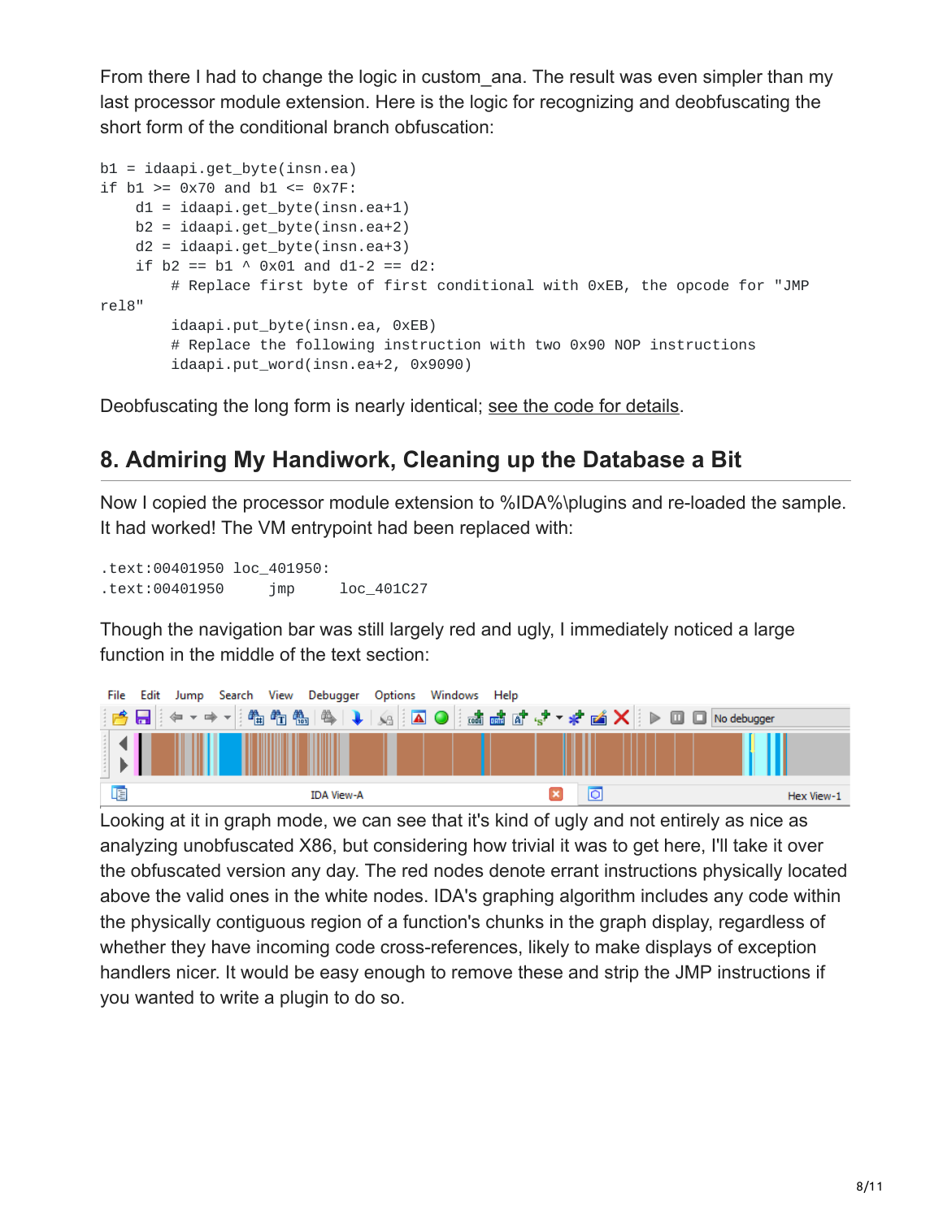From there I had to change the logic in custom_ana. The result was even simpler than my last processor module extension. Here is the logic for recognizing and deobfuscating the short form of the conditional branch obfuscation:

```
b1 = idaapi.get_byte(insn.ea)
if b1 >= 0x70 and b1 <= 0x7F:
    d1 = idaapi.get_byte(insn.ea+1)
    b2 = idaapi.get_byte(insn.ea+2)
    d2 = idaapi.get_byte(insn.ea+3)
    if b2 == b1 ^ 0x01 and d1-2 == d2:
        # Replace first byte of first conditional with 0xEB, the opcode for "JMP
rel8"
        idaapi.put_byte(insn.ea, 0xEB)
        # Replace the following instruction with two 0x90 NOP instructions
        idaapi.put_word(insn.ea+2, 0x9090)
```

Deobfuscating the long form is nearly identical; see the code for details.

## 8. Admiring My Handiwork, Cleaning up the Database a Bit

Now I copied the processor module extension to %IDA%\plugins and re-loaded the sample. It had worked! The VM entrypoint had been replaced with:

```
.text:00401950 loc_401950:
.text:00401950      jmp     loc_401C27
```

Though the navigation bar was still largely red and ugly, I immediately noticed a large function in the middle of the text section:

Looking at it in graph mode, we can see that it's kind of ugly and not entirely as nice as analyzing unobfuscated X86, but considering how trivial it was to get here, I'll take it over the obfuscated version any day. The red nodes denote errant instructions physically located above the valid ones in the white nodes. IDA's graphing algorithm includes any code within the physically contiguous region of a function's chunks in the graph display, regardless of whether they have incoming code cross-references, likely to make displays of exception handlers nicer. It would be easy enough to remove these and strip the JMP instructions if you wanted to write a plugin to do so.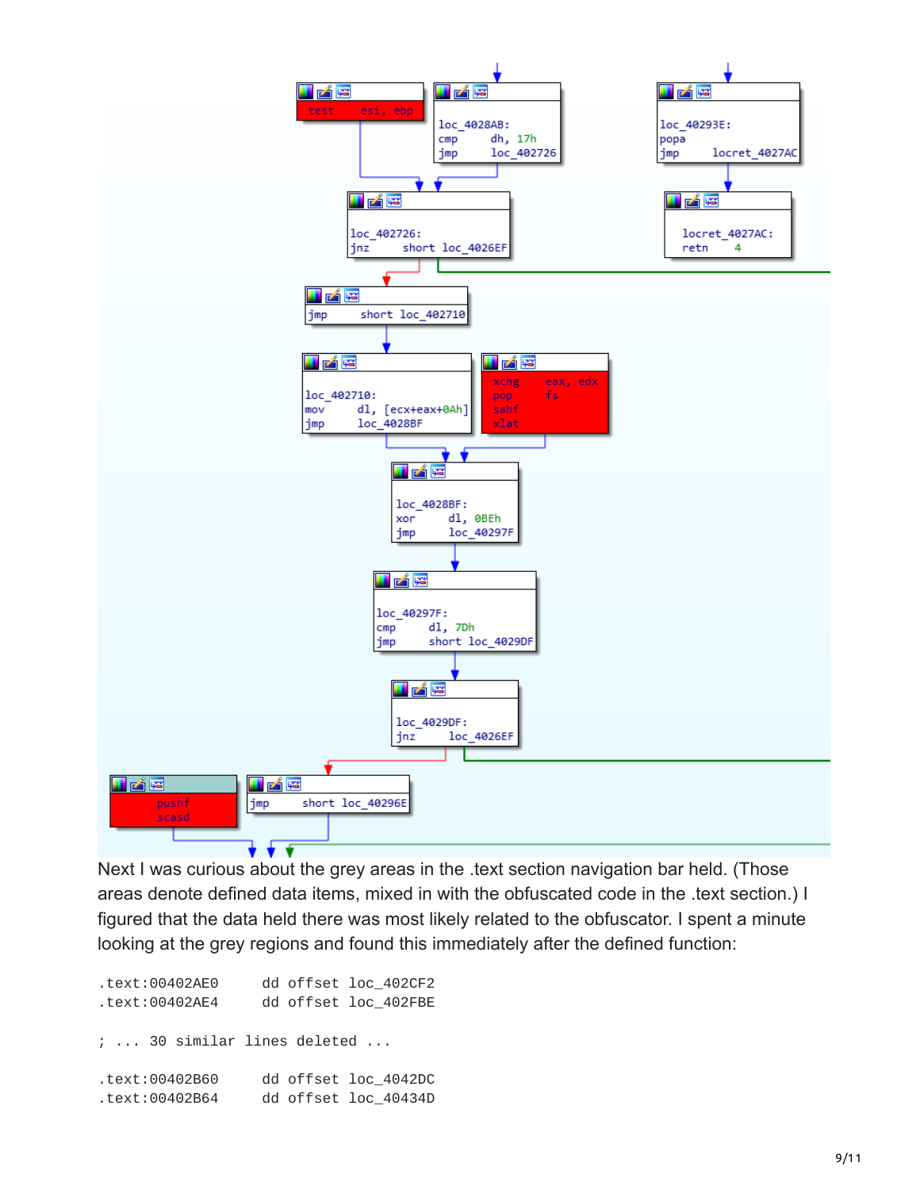Next I was curious about the grey areas in the .text section navigation bar held. (Those areas denote defined data items, mixed in with the obfuscated code in the .text section.) I figured that the data held there was most likely related to the obfuscator. I spent a minute looking at the grey regions and found this immediately after the defined function:

```
.text:00402AE0      dd offset loc_402CF2
.text:00402AE4      dd offset loc_402FBE

; ... 30 similar lines deleted ...

.text:00402B60      dd offset loc_4042DC
.text:00402B64      dd offset loc_40434D
```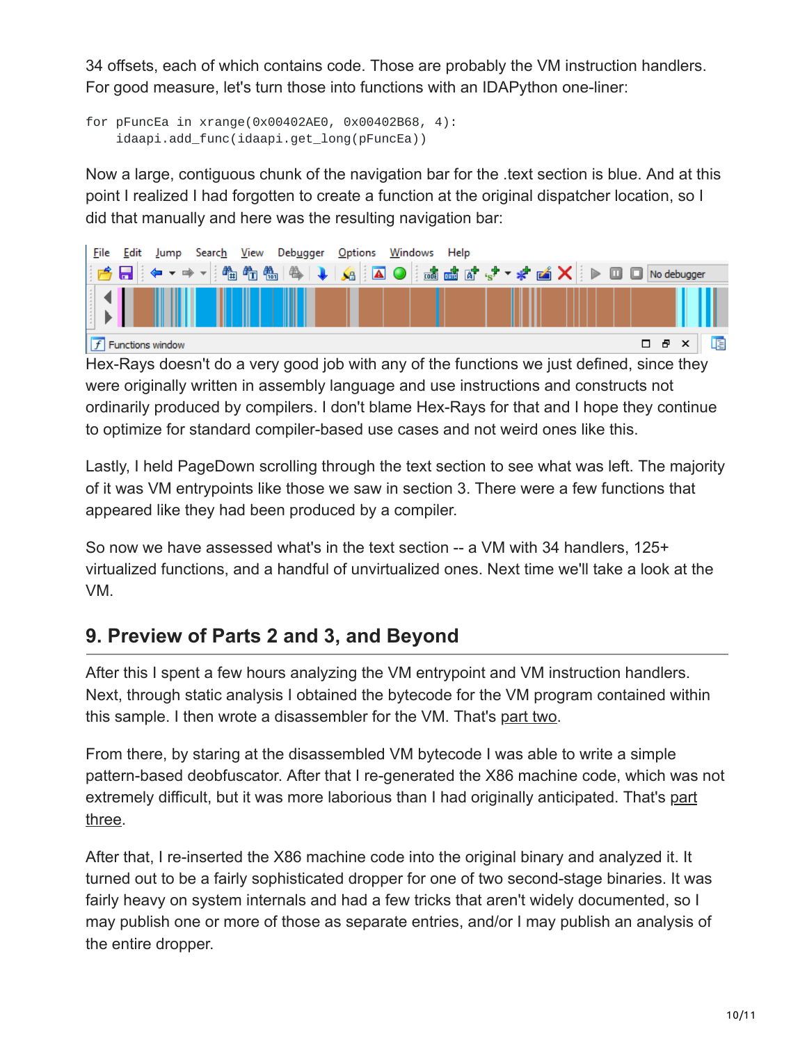34 offsets, each of which contains code. Those are probably the VM instruction handlers. For good measure, let's turn those into functions with an IDAPython one-liner:

```
for pFuncEa in xrange(0x00402AE0, 0x00402B68, 4):
    idaapi.add_func(idaapi.get_long(pFuncEa))
```

Now a large, contiguous chunk of the navigation bar for the .text section is blue. And at this point I realized I had forgotten to create a function at the original dispatcher location, so I did that manually and here was the resulting navigation bar:

Hex-Rays doesn't do a very good job with any of the functions we just defined, since they were originally written in assembly language and use instructions and constructs not ordinarily produced by compilers. I don't blame Hex-Rays for that and I hope they continue to optimize for standard compiler-based use cases and not weird ones like this.

Lastly, I held PageDown scrolling through the text section to see what was left. The majority of it was VM entrypoints like those we saw in section 3. There were a few functions that appeared like they had been produced by a compiler.

So now we have assessed what's in the text section -- a VM with 34 handlers, 125+ virtualized functions, and a handful of unvirtualized ones. Next time we'll take a look at the VM.

## 9. Preview of Parts 2 and 3, and Beyond

After this I spent a few hours analyzing the VM entrypoint and VM instruction handlers. Next, through static analysis I obtained the bytecode for the VM program contained within this sample. I then wrote a disassembler for the VM. That's part two.

From there, by staring at the disassembled VM bytecode I was able to write a simple pattern-based deobfuscator. After that I re-generated the X86 machine code, which was not extremely difficult, but it was more laborious than I had originally anticipated. That's part three.

After that, I re-inserted the X86 machine code into the original binary and analyzed it. It turned out to be a fairly sophisticated dropper for one of two second-stage binaries. It was fairly heavy on system internals and had a few tricks that aren't widely documented, so I may publish one or more of those as separate entries, and/or I may publish an analysis of the entire dropper.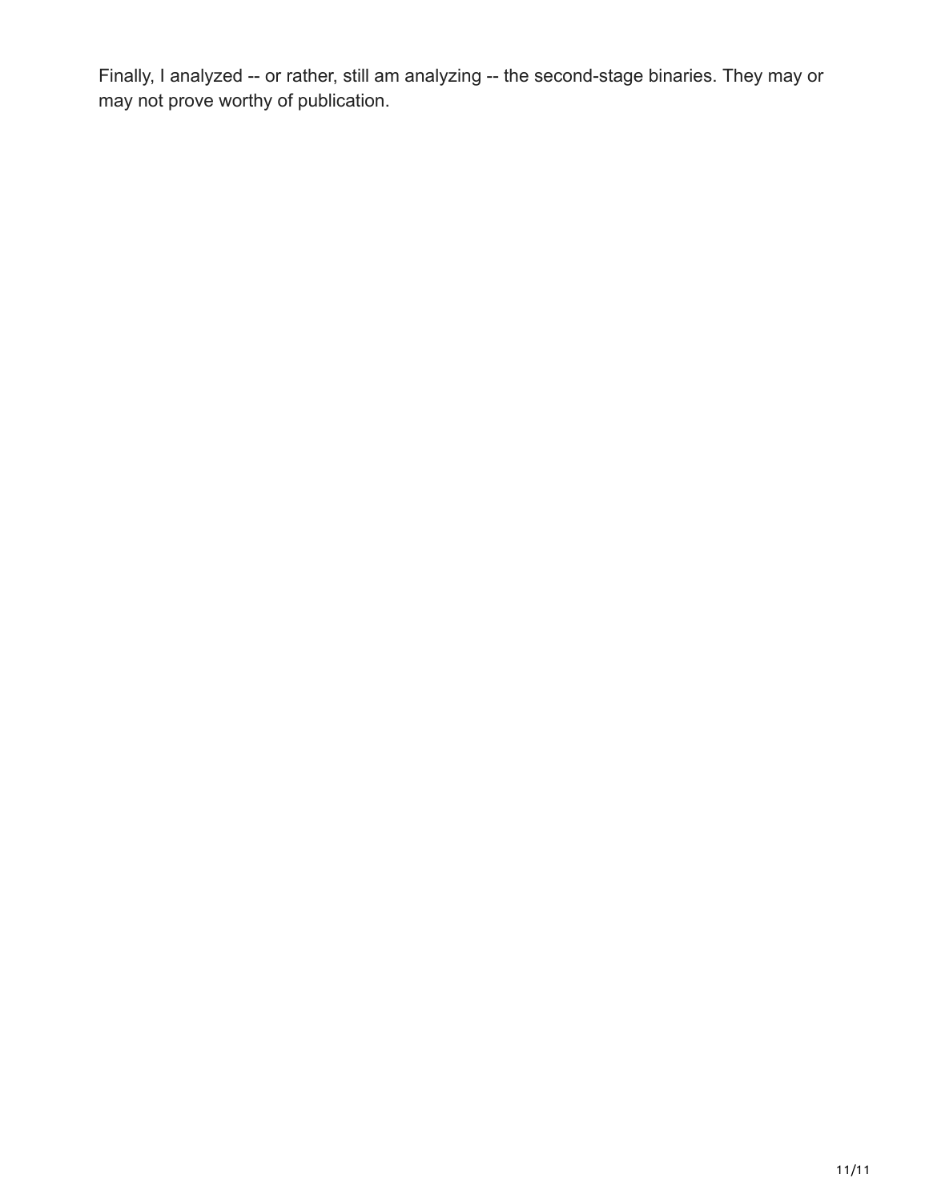Finally, I analyzed -- or rather, still am analyzing -- the second-stage binaries. They may or may not prove worthy of publication.